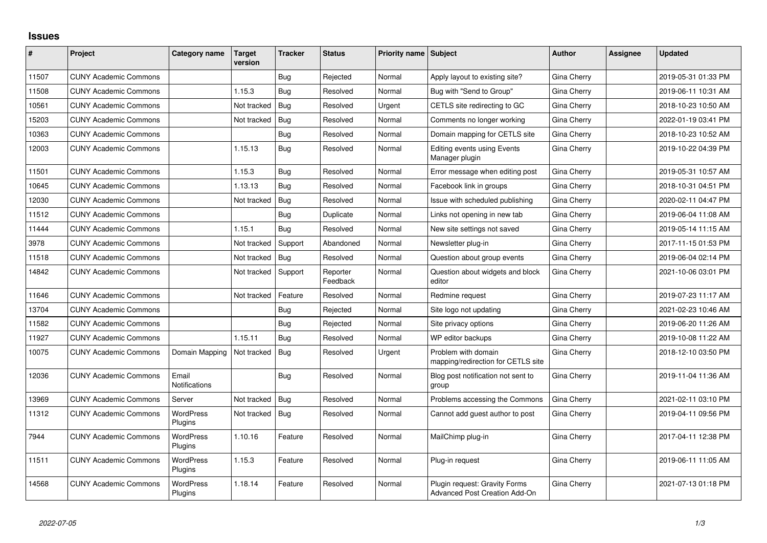# Issues

| # | Project | Category name | Target version | Tracker | Status | Priority name | Subject | Author | Assignee | Updated |
|---|---|---|---|---|---|---|---|---|---|---|
| 11507 | CUNY Academic Commons | | | Bug | Rejected | Normal | Apply layout to existing site? | Gina Cherry | | 2019-05-31 01:33 PM |
| 11508 | CUNY Academic Commons | | 1.15.3 | Bug | Resolved | Normal | Bug with "Send to Group" | Gina Cherry | | 2019-06-11 10:31 AM |
| 10561 | CUNY Academic Commons | | Not tracked | Bug | Resolved | Urgent | CETLS site redirecting to GC | Gina Cherry | | 2018-10-23 10:50 AM |
| 15203 | CUNY Academic Commons | | Not tracked | Bug | Resolved | Normal | Comments no longer working | Gina Cherry | | 2022-01-19 03:41 PM |
| 10363 | CUNY Academic Commons | | | Bug | Resolved | Normal | Domain mapping for CETLS site | Gina Cherry | | 2018-10-23 10:52 AM |
| 12003 | CUNY Academic Commons | | 1.15.13 | Bug | Resolved | Normal | Editing events using Events Manager plugin | Gina Cherry | | 2019-10-22 04:39 PM |
| 11501 | CUNY Academic Commons | | 1.15.3 | Bug | Resolved | Normal | Error message when editing post | Gina Cherry | | 2019-05-31 10:57 AM |
| 10645 | CUNY Academic Commons | | 1.13.13 | Bug | Resolved | Normal | Facebook link in groups | Gina Cherry | | 2018-10-31 04:51 PM |
| 12030 | CUNY Academic Commons | | Not tracked | Bug | Resolved | Normal | Issue with scheduled publishing | Gina Cherry | | 2020-02-11 04:47 PM |
| 11512 | CUNY Academic Commons | | | Bug | Duplicate | Normal | Links not opening in new tab | Gina Cherry | | 2019-06-04 11:08 AM |
| 11444 | CUNY Academic Commons | | 1.15.1 | Bug | Resolved | Normal | New site settings not saved | Gina Cherry | | 2019-05-14 11:15 AM |
| 3978 | CUNY Academic Commons | | Not tracked | Support | Abandoned | Normal | Newsletter plug-in | Gina Cherry | | 2017-11-15 01:53 PM |
| 11518 | CUNY Academic Commons | | Not tracked | Bug | Resolved | Normal | Question about group events | Gina Cherry | | 2019-06-04 02:14 PM |
| 14842 | CUNY Academic Commons | | Not tracked | Support | Reporter Feedback | Normal | Question about widgets and block editor | Gina Cherry | | 2021-10-06 03:01 PM |
| 11646 | CUNY Academic Commons | | Not tracked | Feature | Resolved | Normal | Redmine request | Gina Cherry | | 2019-07-23 11:17 AM |
| 13704 | CUNY Academic Commons | | | Bug | Rejected | Normal | Site logo not updating | Gina Cherry | | 2021-02-23 10:46 AM |
| 11582 | CUNY Academic Commons | | | Bug | Rejected | Normal | Site privacy options | Gina Cherry | | 2019-06-20 11:26 AM |
| 11927 | CUNY Academic Commons | | 1.15.11 | Bug | Resolved | Normal | WP editor backups | Gina Cherry | | 2019-10-08 11:22 AM |
| 10075 | CUNY Academic Commons | Domain Mapping | Not tracked | Bug | Resolved | Urgent | Problem with domain mapping/redirection for CETLS site | Gina Cherry | | 2018-12-10 03:50 PM |
| 12036 | CUNY Academic Commons | Email Notifications | | Bug | Resolved | Normal | Blog post notification not sent to group | Gina Cherry | | 2019-11-04 11:36 AM |
| 13969 | CUNY Academic Commons | Server | Not tracked | Bug | Resolved | Normal | Problems accessing the Commons | Gina Cherry | | 2021-02-11 03:10 PM |
| 11312 | CUNY Academic Commons | WordPress Plugins | Not tracked | Bug | Resolved | Normal | Cannot add guest author to post | Gina Cherry | | 2019-04-11 09:56 PM |
| 7944 | CUNY Academic Commons | WordPress Plugins | 1.10.16 | Feature | Resolved | Normal | MailChimp plug-in | Gina Cherry | | 2017-04-11 12:38 PM |
| 11511 | CUNY Academic Commons | WordPress Plugins | 1.15.3 | Feature | Resolved | Normal | Plug-in request | Gina Cherry | | 2019-06-11 11:05 AM |
| 14568 | CUNY Academic Commons | WordPress Plugins | 1.18.14 | Feature | Resolved | Normal | Plugin request: Gravity Forms Advanced Post Creation Add-On | Gina Cherry | | 2021-07-13 01:18 PM |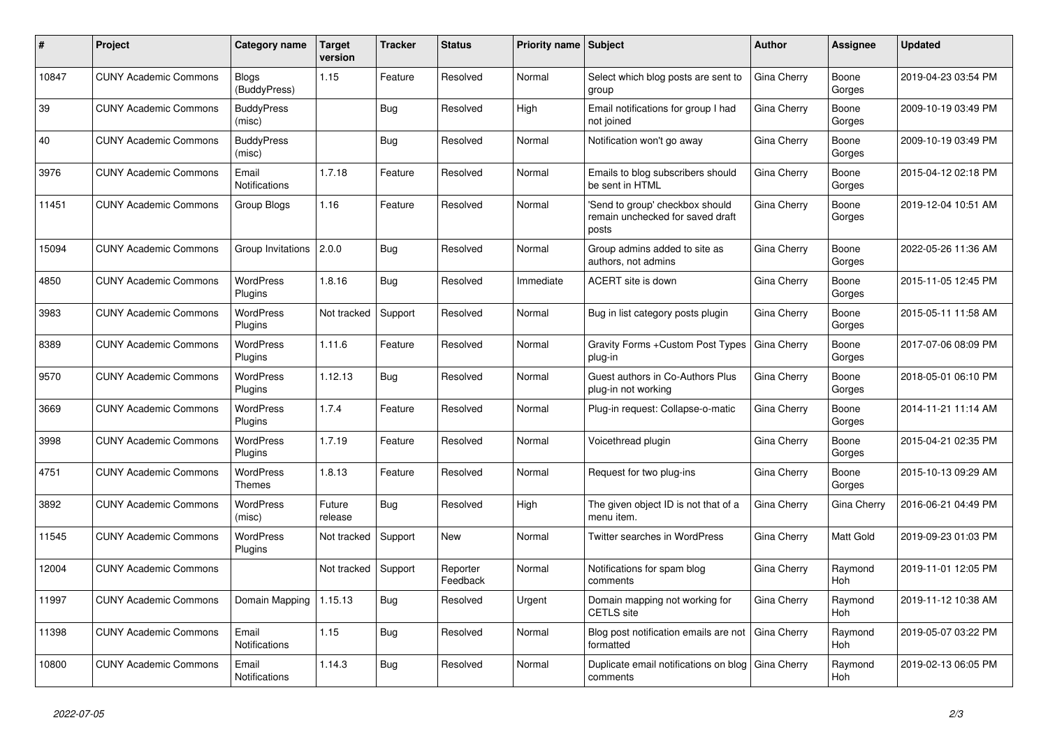| # | Project | Category name | Target version | Tracker | Status | Priority name | Subject | Author | Assignee | Updated |
|---|---|---|---|---|---|---|---|---|---|---|
| 10847 | CUNY Academic Commons | Blogs (BuddyPress) | 1.15 | Feature | Resolved | Normal | Select which blog posts are sent to group | Gina Cherry | Boone Gorges | 2019-04-23 03:54 PM |
| 39 | CUNY Academic Commons | BuddyPress (misc) | | Bug | Resolved | High | Email notifications for group I had not joined | Gina Cherry | Boone Gorges | 2009-10-19 03:49 PM |
| 40 | CUNY Academic Commons | BuddyPress (misc) | | Bug | Resolved | Normal | Notification won't go away | Gina Cherry | Boone Gorges | 2009-10-19 03:49 PM |
| 3976 | CUNY Academic Commons | Email Notifications | 1.7.18 | Feature | Resolved | Normal | Emails to blog subscribers should be sent in HTML | Gina Cherry | Boone Gorges | 2015-04-12 02:18 PM |
| 11451 | CUNY Academic Commons | Group Blogs | 1.16 | Feature | Resolved | Normal | 'Send to group' checkbox should remain unchecked for saved draft posts | Gina Cherry | Boone Gorges | 2019-12-04 10:51 AM |
| 15094 | CUNY Academic Commons | Group Invitations | 2.0.0 | Bug | Resolved | Normal | Group admins added to site as authors, not admins | Gina Cherry | Boone Gorges | 2022-05-26 11:36 AM |
| 4850 | CUNY Academic Commons | WordPress Plugins | 1.8.16 | Bug | Resolved | Immediate | ACERT site is down | Gina Cherry | Boone Gorges | 2015-11-05 12:45 PM |
| 3983 | CUNY Academic Commons | WordPress Plugins | Not tracked | Support | Resolved | Normal | Bug in list category posts plugin | Gina Cherry | Boone Gorges | 2015-05-11 11:58 AM |
| 8389 | CUNY Academic Commons | WordPress Plugins | 1.11.6 | Feature | Resolved | Normal | Gravity Forms +Custom Post Types plug-in | Gina Cherry | Boone Gorges | 2017-07-06 08:09 PM |
| 9570 | CUNY Academic Commons | WordPress Plugins | 1.12.13 | Bug | Resolved | Normal | Guest authors in Co-Authors Plus plug-in not working | Gina Cherry | Boone Gorges | 2018-05-01 06:10 PM |
| 3669 | CUNY Academic Commons | WordPress Plugins | 1.7.4 | Feature | Resolved | Normal | Plug-in request: Collapse-o-matic | Gina Cherry | Boone Gorges | 2014-11-21 11:14 AM |
| 3998 | CUNY Academic Commons | WordPress Plugins | 1.7.19 | Feature | Resolved | Normal | Voicethread plugin | Gina Cherry | Boone Gorges | 2015-04-21 02:35 PM |
| 4751 | CUNY Academic Commons | WordPress Themes | 1.8.13 | Feature | Resolved | Normal | Request for two plug-ins | Gina Cherry | Boone Gorges | 2015-10-13 09:29 AM |
| 3892 | CUNY Academic Commons | WordPress (misc) | Future release | Bug | Resolved | High | The given object ID is not that of a menu item. | Gina Cherry | Gina Cherry | 2016-06-21 04:49 PM |
| 11545 | CUNY Academic Commons | WordPress Plugins | Not tracked | Support | New | Normal | Twitter searches in WordPress | Gina Cherry | Matt Gold | 2019-09-23 01:03 PM |
| 12004 | CUNY Academic Commons | | Not tracked | Support | Reporter Feedback | Normal | Notifications for spam blog comments | Gina Cherry | Raymond Hoh | 2019-11-01 12:05 PM |
| 11997 | CUNY Academic Commons | Domain Mapping | 1.15.13 | Bug | Resolved | Urgent | Domain mapping not working for CETLS site | Gina Cherry | Raymond Hoh | 2019-11-12 10:38 AM |
| 11398 | CUNY Academic Commons | Email Notifications | 1.15 | Bug | Resolved | Normal | Blog post notification emails are not formatted | Gina Cherry | Raymond Hoh | 2019-05-07 03:22 PM |
| 10800 | CUNY Academic Commons | Email Notifications | 1.14.3 | Bug | Resolved | Normal | Duplicate email notifications on blog comments | Gina Cherry | Raymond Hoh | 2019-02-13 06:05 PM |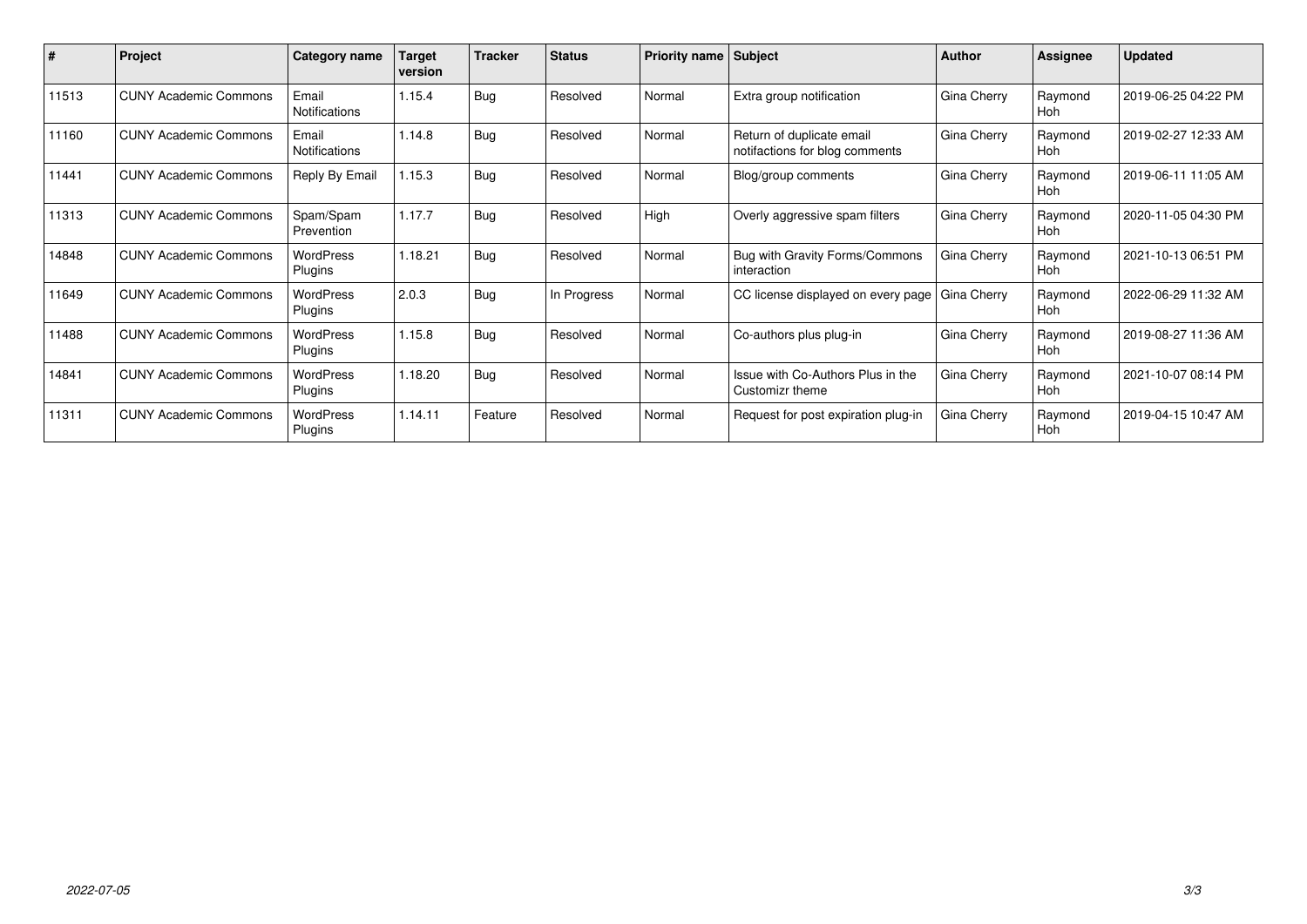| # | Project | Category name | Target version | Tracker | Status | Priority name | Subject | Author | Assignee | Updated |
|---|---|---|---|---|---|---|---|---|---|---|
| 11513 | CUNY Academic Commons | Email Notifications | 1.15.4 | Bug | Resolved | Normal | Extra group notification | Gina Cherry | Raymond Hoh | 2019-06-25 04:22 PM |
| 11160 | CUNY Academic Commons | Email Notifications | 1.14.8 | Bug | Resolved | Normal | Return of duplicate email notifactions for blog comments | Gina Cherry | Raymond Hoh | 2019-02-27 12:33 AM |
| 11441 | CUNY Academic Commons | Reply By Email | 1.15.3 | Bug | Resolved | Normal | Blog/group comments | Gina Cherry | Raymond Hoh | 2019-06-11 11:05 AM |
| 11313 | CUNY Academic Commons | Spam/Spam Prevention | 1.17.7 | Bug | Resolved | High | Overly aggressive spam filters | Gina Cherry | Raymond Hoh | 2020-11-05 04:30 PM |
| 14848 | CUNY Academic Commons | WordPress Plugins | 1.18.21 | Bug | Resolved | Normal | Bug with Gravity Forms/Commons interaction | Gina Cherry | Raymond Hoh | 2021-10-13 06:51 PM |
| 11649 | CUNY Academic Commons | WordPress Plugins | 2.0.3 | Bug | In Progress | Normal | CC license displayed on every page | Gina Cherry | Raymond Hoh | 2022-06-29 11:32 AM |
| 11488 | CUNY Academic Commons | WordPress Plugins | 1.15.8 | Bug | Resolved | Normal | Co-authors plus plug-in | Gina Cherry | Raymond Hoh | 2019-08-27 11:36 AM |
| 14841 | CUNY Academic Commons | WordPress Plugins | 1.18.20 | Bug | Resolved | Normal | Issue with Co-Authors Plus in the Customizr theme | Gina Cherry | Raymond Hoh | 2021-10-07 08:14 PM |
| 11311 | CUNY Academic Commons | WordPress Plugins | 1.14.11 | Feature | Resolved | Normal | Request for post expiration plug-in | Gina Cherry | Raymond Hoh | 2019-04-15 10:47 AM |